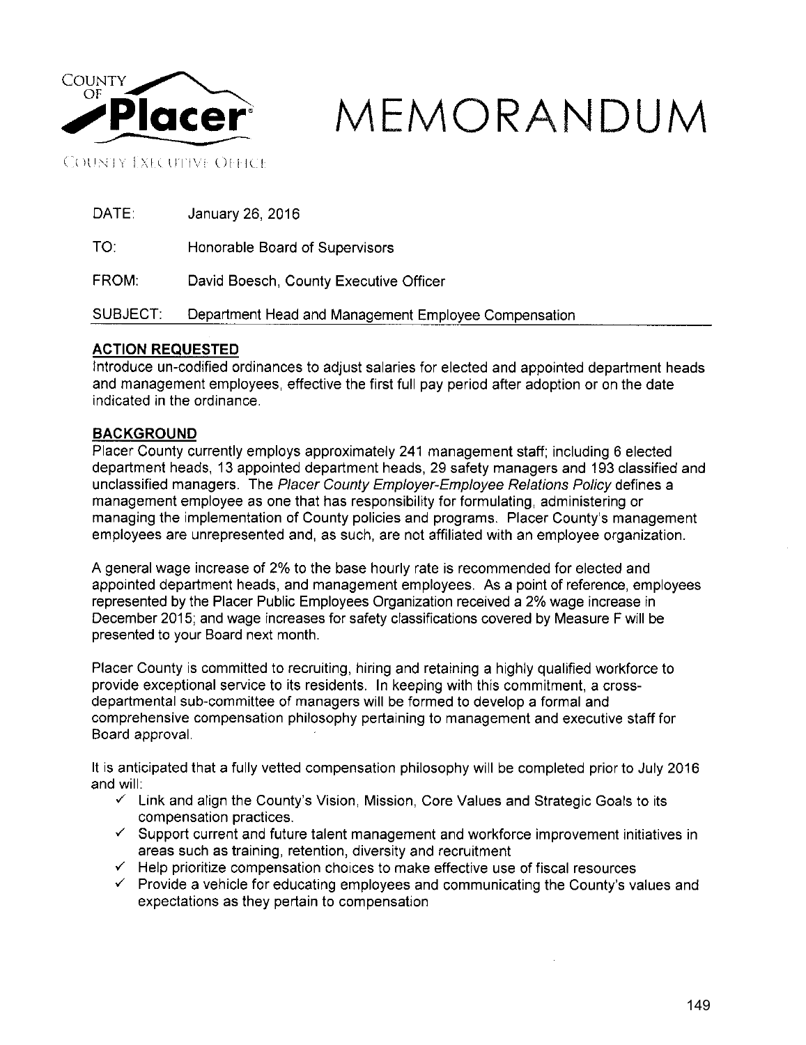COUNTY OF **Placer**

COUNTY EXECUTIVE OFFICE

# MEMORANDUM

DATE: January 26, 2016

TO: Honorable Board of Supervisors

FROM: David Boesch, County Executive Officer

SUBJECT: Department Head and Management Employee Compensation

## ACTION REQUESTED

Introduce un-codified ordinances to adjust salaries for elected and appointed department heads and management employees, effective the first full pay period after adoption or on the date indicated in the ordinance.

## BACKGROUND

Placer County currently employs approximately 241 management staff; including 6 elected department heads, 13 appointed department heads, 29 safety managers and 193 classified and unclassified managers. The *Placer County Employer-Employee Relations Policy* defines a management employee as one that has responsibility for formulating, administering or managing the implementation of County policies and programs. Placer County's management employees are unrepresented and, as such, are not affiliated with an employee organization.

A general wage increase of 2% to the base hourly rate is recommended for elected and appointed department heads, and management employees. As a point of reference, employees represented by the Placer Public Employees Organization received a 2% wage increase in December 2015; and wage increases for safety classifications covered by Measure F will be presented to your Board next month.

Placer County is committed to recruiting, hiring and retaining a highly qualified workforce to provide exceptional service to its residents. In keeping with this commitment, a cross-departmental sub-committee of managers will be formed to develop a formal and comprehensive compensation philosophy pertaining to management and executive staff for Board approval.

It is anticipated that a fully vetted compensation philosophy will be completed prior to July 2016 and will:

- ✓ Link and align the County's Vision, Mission, Core Values and Strategic Goals to its compensation practices.
- ✓ Support current and future talent management and workforce improvement initiatives in areas such as training, retention, diversity and recruitment
- ✓ Help prioritize compensation choices to make effective use of fiscal resources
- ✓ Provide a vehicle for educating employees and communicating the County's values and expectations as they pertain to compensation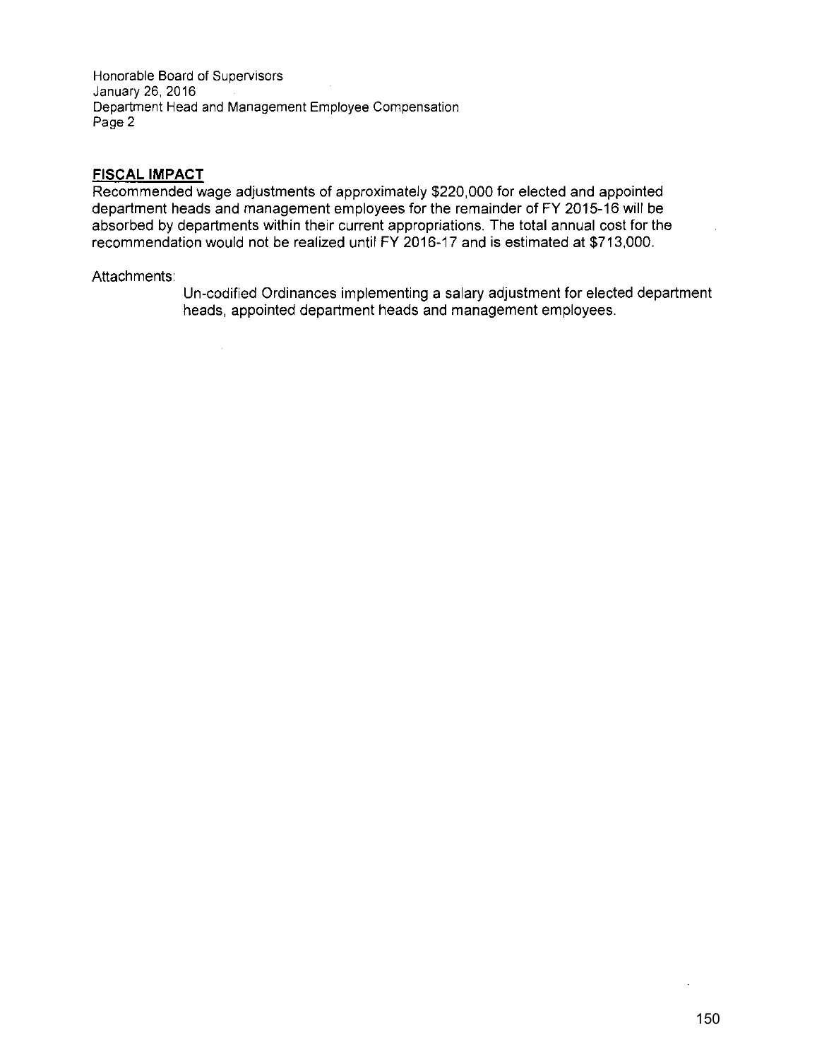## FISCAL IMPACT

Recommended wage adjustments of approximately $220,000 for elected and appointed department heads and management employees for the remainder of FY 2015-16 will be absorbed by departments within their current appropriations. The total annual cost for the recommendation would not be realized until FY 2016-17 and is estimated at $713,000.

Attachments:

Un-codified Ordinances implementing a salary adjustment for elected department heads, appointed department heads and management employees.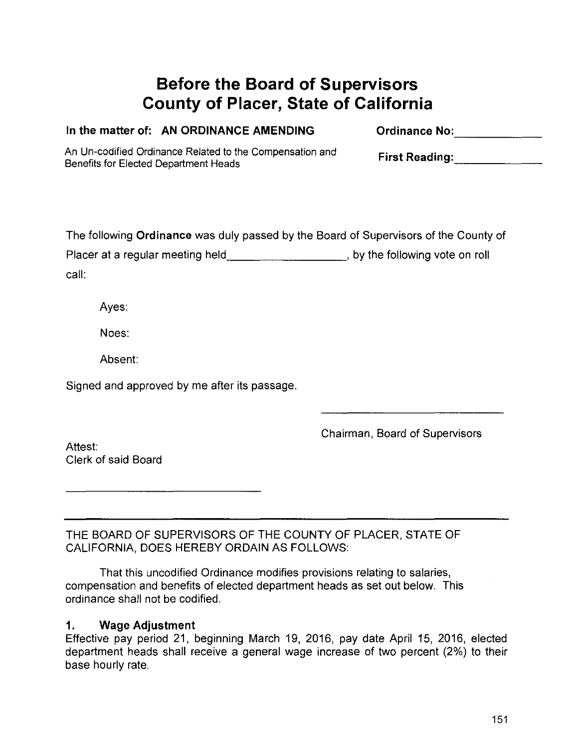# Before the Board of Supervisors County of Placer, State of California

**In the matter of: AN ORDINANCE AMENDING**

An Un-codified Ordinance Related to the Compensation and Benefits for Elected Department Heads

**Ordinance No:**\_\_\_\_\_\_\_\_\_\_\_\_

**First Reading:**\_\_\_\_\_\_\_\_\_\_\_\_

The following **Ordinance** was duly passed by the Board of Supervisors of the County of Placer at a regular meeting held\_\_\_\_\_\_\_\_\_\_\_\_\_\_\_\_\_\_, by the following vote on roll call:

Ayes:

Noes:

Absent:

Signed and approved by me after its passage.

\_\_\_\_\_\_\_\_\_\_\_\_\_\_\_\_\_\_\_\_\_\_\_\_\_\_\_\_

Chairman, Board of Supervisors

Attest:
Clerk of said Board

\_\_\_\_\_\_\_\_\_\_\_\_\_\_\_\_\_\_\_\_\_\_\_\_\_\_\_\_

---

THE BOARD OF SUPERVISORS OF THE COUNTY OF PLACER, STATE OF CALIFORNIA, DOES HEREBY ORDAIN AS FOLLOWS:

That this uncodified Ordinance modifies provisions relating to salaries, compensation and benefits of elected department heads as set out below. This ordinance shall not be codified.

### 1. Wage Adjustment

Effective pay period 21, beginning March 19, 2016, pay date April 15, 2016, elected department heads shall receive a general wage increase of two percent (2%) to their base hourly rate.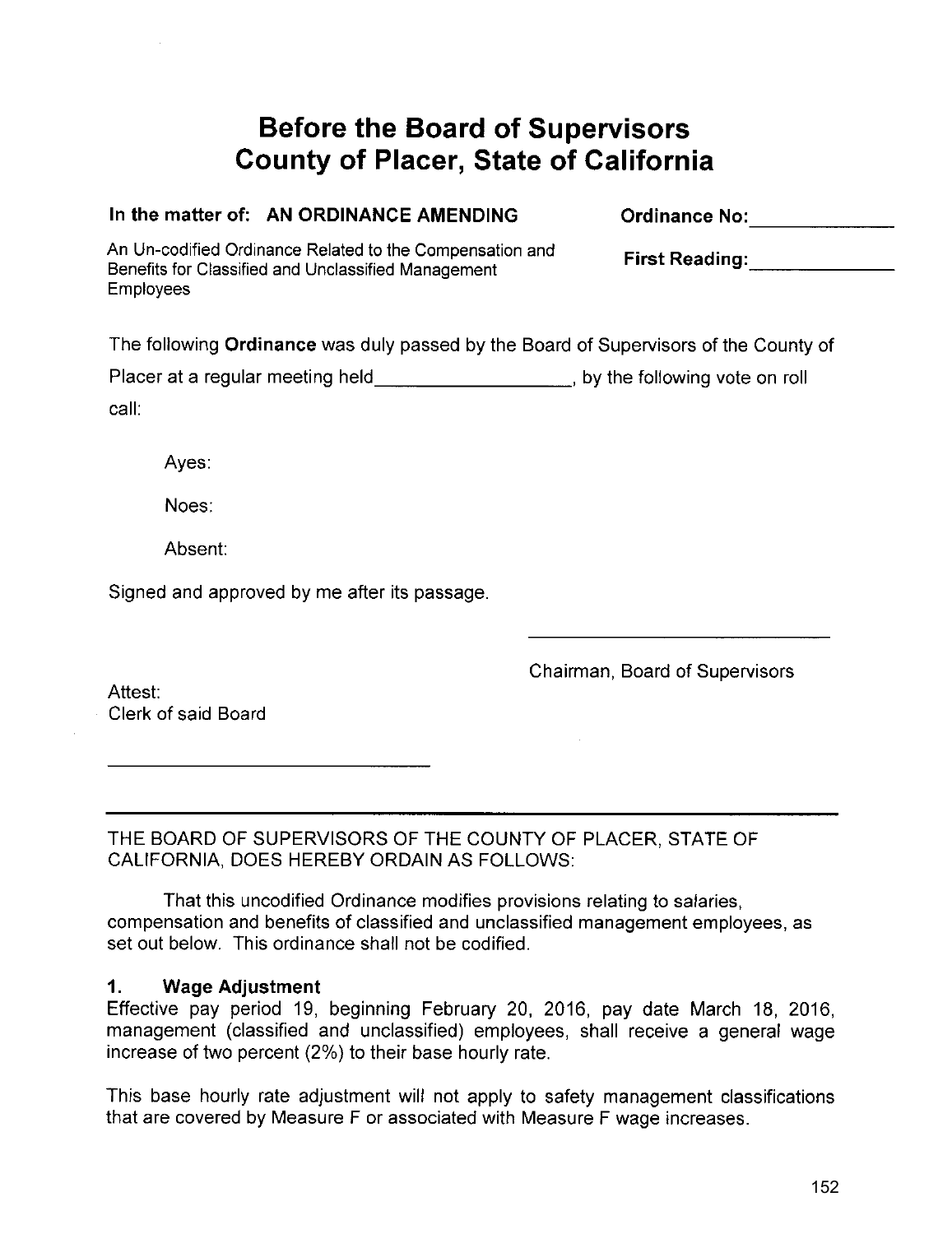# Before the Board of Supervisors
# County of Placer, State of California

**In the matter of: AN ORDINANCE AMENDING**

An Un-codified Ordinance Related to the Compensation and Benefits for Classified and Unclassified Management Employees

**Ordinance No:**\_\_\_\_\_\_\_\_\_\_\_\_\_\_

**First Reading:**\_\_\_\_\_\_\_\_\_\_\_\_\_\_

The following **Ordinance** was duly passed by the Board of Supervisors of the County of Placer at a regular meeting held\_\_\_\_\_\_\_\_\_\_\_\_\_\_\_\_\_\_, by the following vote on roll call:

Ayes:

Noes:

Absent:

Signed and approved by me after its passage.

\_\_\_\_\_\_\_\_\_\_\_\_\_\_\_\_\_\_\_\_\_\_\_\_\_\_\_\_\_\_

Chairman, Board of Supervisors

Attest:
Clerk of said Board

\_\_\_\_\_\_\_\_\_\_\_\_\_\_\_\_\_\_\_\_\_\_\_\_\_\_\_\_\_\_

---

THE BOARD OF SUPERVISORS OF THE COUNTY OF PLACER, STATE OF CALIFORNIA, DOES HEREBY ORDAIN AS FOLLOWS:

That this uncodified Ordinance modifies provisions relating to salaries, compensation and benefits of classified and unclassified management employees, as set out below. This ordinance shall not be codified.

### 1. Wage Adjustment

Effective pay period 19, beginning February 20, 2016, pay date March 18, 2016, management (classified and unclassified) employees, shall receive a general wage increase of two percent (2%) to their base hourly rate.

This base hourly rate adjustment will not apply to safety management classifications that are covered by Measure F or associated with Measure F wage increases.